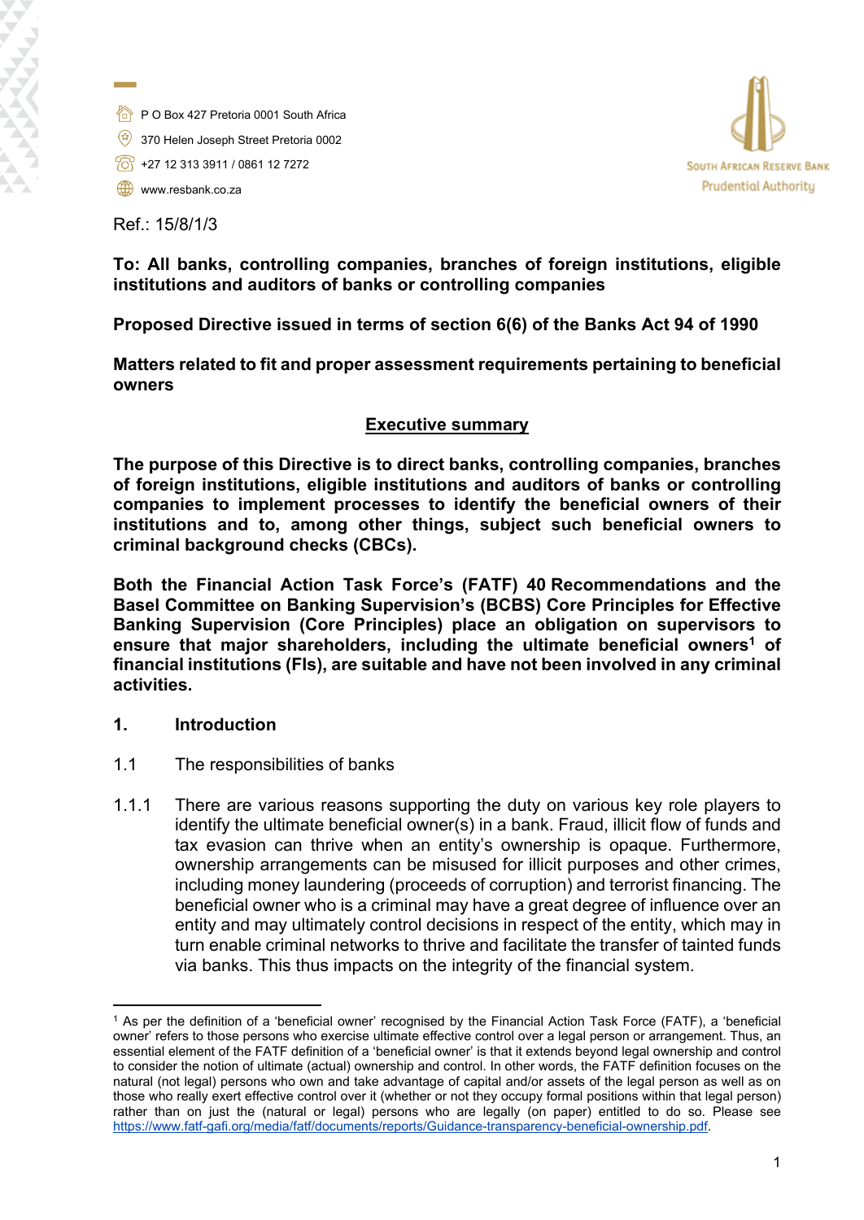P O Box 427 Pretoria 0001 South Africa
370 Helen Joseph Street Pretoria 0002
+27 12 313 3911 / 0861 12 7272
www.resbank.co.za

South African Reserve Bank
Prudential Authority

Ref.: 15/8/1/3

**To: All banks, controlling companies, branches of foreign institutions, eligible institutions and auditors of banks or controlling companies**

**Proposed Directive issued in terms of section 6(6) of the Banks Act 94 of 1990**

**Matters related to fit and proper assessment requirements pertaining to beneficial owners**

## Executive summary

**The purpose of this Directive is to direct banks, controlling companies, branches of foreign institutions, eligible institutions and auditors of banks or controlling companies to implement processes to identify the beneficial owners of their institutions and to, among other things, subject such beneficial owners to criminal background checks (CBCs).**

**Both the Financial Action Task Force's (FATF) 40 Recommendations and the Basel Committee on Banking Supervision's (BCBS) Core Principles for Effective Banking Supervision (Core Principles) place an obligation on supervisors to ensure that major shareholders, including the ultimate beneficial owners[1] of financial institutions (FIs), are suitable and have not been involved in any criminal activities.**

## 1. Introduction

### 1.1 The responsibilities of banks

1.1.1 There are various reasons supporting the duty on various key role players to identify the ultimate beneficial owner(s) in a bank. Fraud, illicit flow of funds and tax evasion can thrive when an entity's ownership is opaque. Furthermore, ownership arrangements can be misused for illicit purposes and other crimes, including money laundering (proceeds of corruption) and terrorist financing. The beneficial owner who is a criminal may have a great degree of influence over an entity and may ultimately control decisions in respect of the entity, which may in turn enable criminal networks to thrive and facilitate the transfer of tainted funds via banks. This thus impacts on the integrity of the financial system.

[1] As per the definition of a 'beneficial owner' recognised by the Financial Action Task Force (FATF), a 'beneficial owner' refers to those persons who exercise ultimate effective control over a legal person or arrangement. Thus, an essential element of the FATF definition of a 'beneficial owner' is that it extends beyond legal ownership and control to consider the notion of ultimate (actual) ownership and control. In other words, the FATF definition focuses on the natural (not legal) persons who own and take advantage of capital and/or assets of the legal person as well as on those who really exert effective control over it (whether or not they occupy formal positions within that legal person) rather than on just the (natural or legal) persons who are legally (on paper) entitled to do so. Please see https://www.fatf-gafi.org/media/fatf/documents/reports/Guidance-transparency-beneficial-ownership.pdf.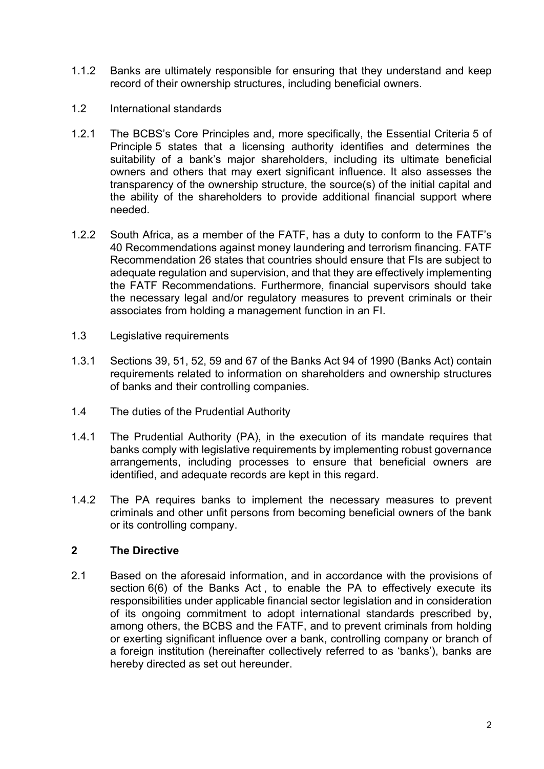1.1.2 Banks are ultimately responsible for ensuring that they understand and keep record of their ownership structures, including beneficial owners.

1.2 International standards

1.2.1 The BCBS's Core Principles and, more specifically, the Essential Criteria 5 of Principle 5 states that a licensing authority identifies and determines the suitability of a bank's major shareholders, including its ultimate beneficial owners and others that may exert significant influence. It also assesses the transparency of the ownership structure, the source(s) of the initial capital and the ability of the shareholders to provide additional financial support where needed.

1.2.2 South Africa, as a member of the FATF, has a duty to conform to the FATF's 40 Recommendations against money laundering and terrorism financing. FATF Recommendation 26 states that countries should ensure that FIs are subject to adequate regulation and supervision, and that they are effectively implementing the FATF Recommendations. Furthermore, financial supervisors should take the necessary legal and/or regulatory measures to prevent criminals or their associates from holding a management function in an FI.

1.3 Legislative requirements

1.3.1 Sections 39, 51, 52, 59 and 67 of the Banks Act 94 of 1990 (Banks Act) contain requirements related to information on shareholders and ownership structures of banks and their controlling companies.

1.4 The duties of the Prudential Authority

1.4.1 The Prudential Authority (PA), in the execution of its mandate requires that banks comply with legislative requirements by implementing robust governance arrangements, including processes to ensure that beneficial owners are identified, and adequate records are kept in this regard.

1.4.2 The PA requires banks to implement the necessary measures to prevent criminals and other unfit persons from becoming beneficial owners of the bank or its controlling company.

## 2 The Directive

2.1 Based on the aforesaid information, and in accordance with the provisions of section 6(6) of the Banks Act , to enable the PA to effectively execute its responsibilities under applicable financial sector legislation and in consideration of its ongoing commitment to adopt international standards prescribed by, among others, the BCBS and the FATF, and to prevent criminals from holding or exerting significant influence over a bank, controlling company or branch of a foreign institution (hereinafter collectively referred to as 'banks'), banks are hereby directed as set out hereunder.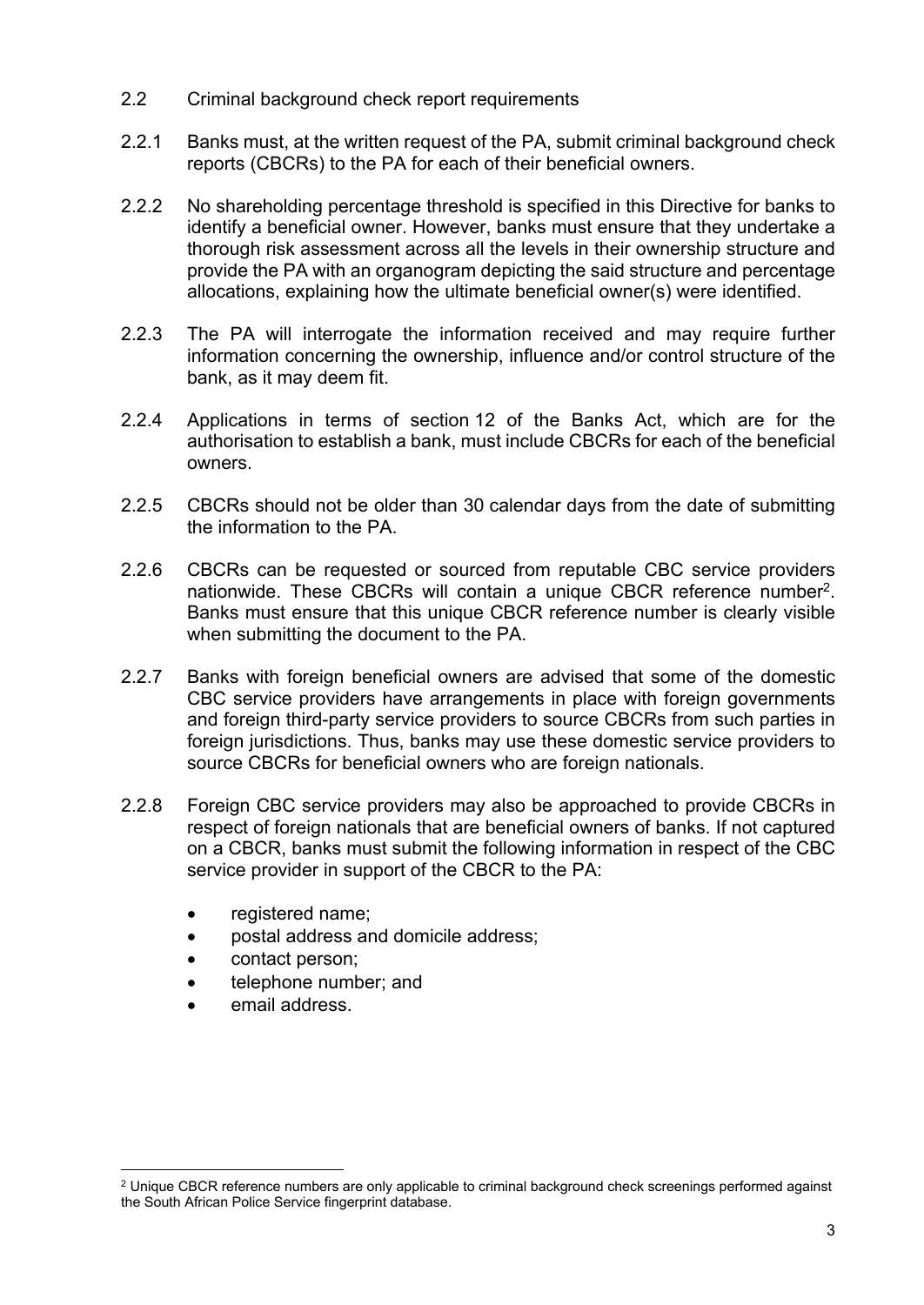## 2.2 Criminal background check report requirements

2.2.1 Banks must, at the written request of the PA, submit criminal background check reports (CBCRs) to the PA for each of their beneficial owners.

2.2.2 No shareholding percentage threshold is specified in this Directive for banks to identify a beneficial owner. However, banks must ensure that they undertake a thorough risk assessment across all the levels in their ownership structure and provide the PA with an organogram depicting the said structure and percentage allocations, explaining how the ultimate beneficial owner(s) were identified.

2.2.3 The PA will interrogate the information received and may require further information concerning the ownership, influence and/or control structure of the bank, as it may deem fit.

2.2.4 Applications in terms of section 12 of the Banks Act, which are for the authorisation to establish a bank, must include CBCRs for each of the beneficial owners.

2.2.5 CBCRs should not be older than 30 calendar days from the date of submitting the information to the PA.

2.2.6 CBCRs can be requested or sourced from reputable CBC service providers nationwide. These CBCRs will contain a unique CBCR reference number[2]. Banks must ensure that this unique CBCR reference number is clearly visible when submitting the document to the PA.

2.2.7 Banks with foreign beneficial owners are advised that some of the domestic CBC service providers have arrangements in place with foreign governments and foreign third-party service providers to source CBCRs from such parties in foreign jurisdictions. Thus, banks may use these domestic service providers to source CBCRs for beneficial owners who are foreign nationals.

2.2.8 Foreign CBC service providers may also be approached to provide CBCRs in respect of foreign nationals that are beneficial owners of banks. If not captured on a CBCR, banks must submit the following information in respect of the CBC service provider in support of the CBCR to the PA:

- registered name;
- postal address and domicile address;
- contact person;
- telephone number; and
- email address.

[2] Unique CBCR reference numbers are only applicable to criminal background check screenings performed against the South African Police Service fingerprint database.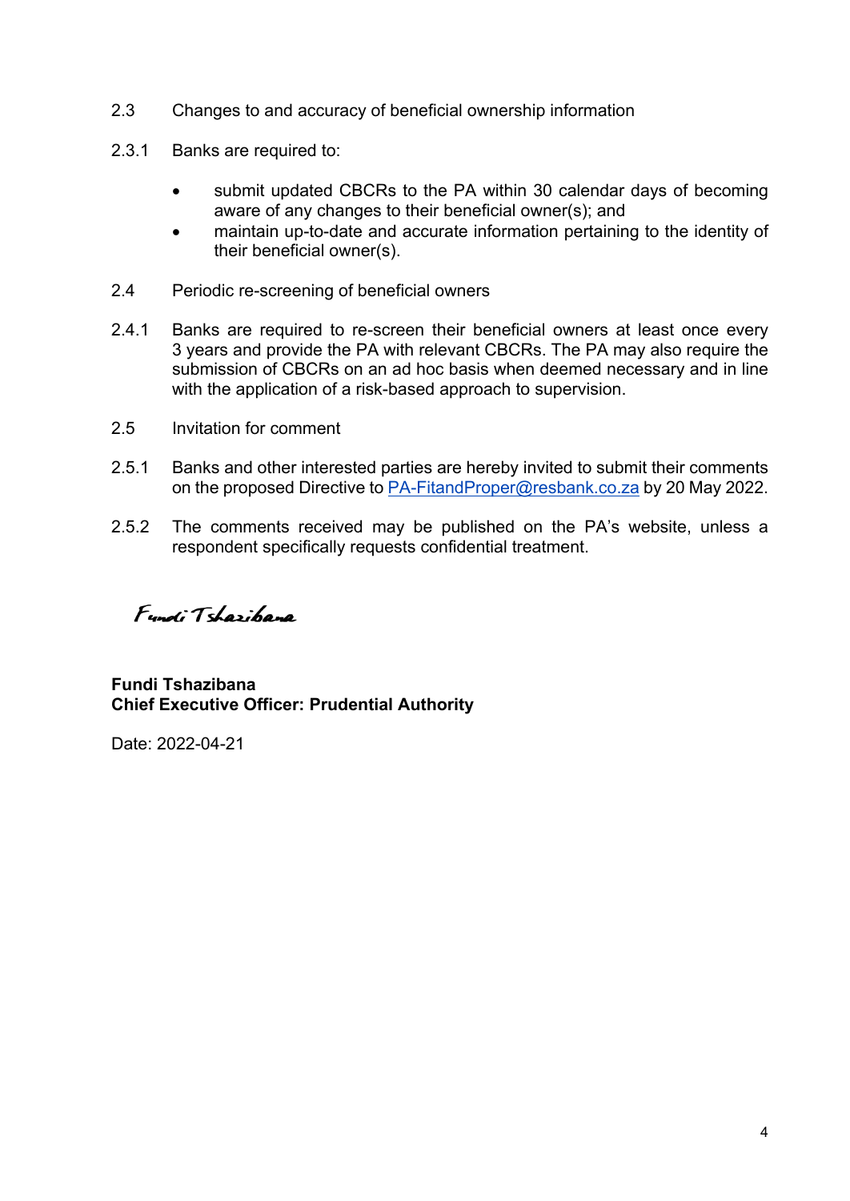2.3 Changes to and accuracy of beneficial ownership information

2.3.1 Banks are required to:

- submit updated CBCRs to the PA within 30 calendar days of becoming aware of any changes to their beneficial owner(s); and
- maintain up-to-date and accurate information pertaining to the identity of their beneficial owner(s).

2.4 Periodic re-screening of beneficial owners

2.4.1 Banks are required to re-screen their beneficial owners at least once every 3 years and provide the PA with relevant CBCRs. The PA may also require the submission of CBCRs on an ad hoc basis when deemed necessary and in line with the application of a risk-based approach to supervision.

2.5 Invitation for comment

2.5.1 Banks and other interested parties are hereby invited to submit their comments on the proposed Directive to PA-FitandProper@resbank.co.za by 20 May 2022.

2.5.2 The comments received may be published on the PA's website, unless a respondent specifically requests confidential treatment.

*Fundi Tshazibana*

**Fundi Tshazibana**
**Chief Executive Officer: Prudential Authority**

Date: 2022-04-21